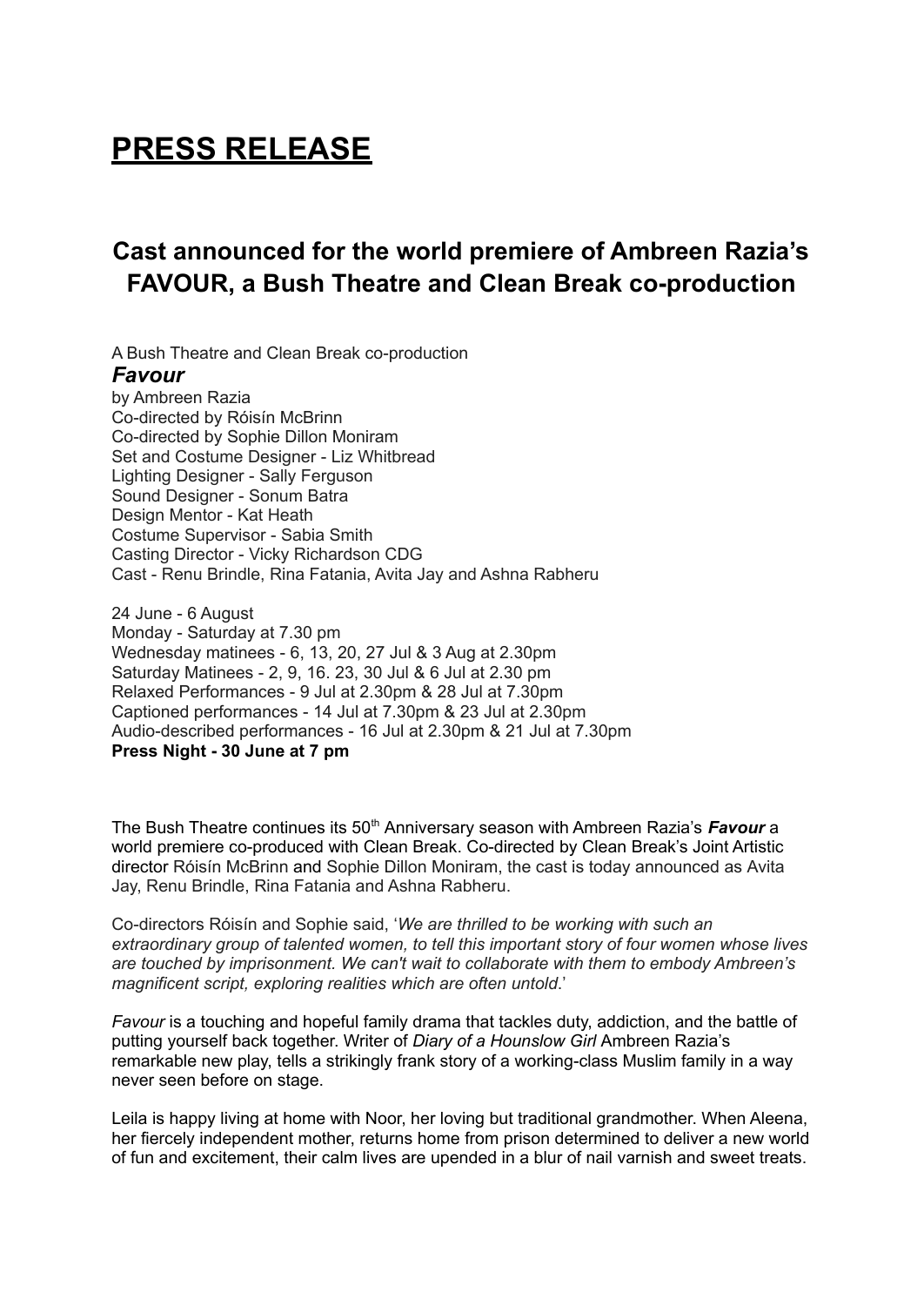# PRESS RELEASE

## Cast announced for the world premiere of Ambreen Razia's FAVOUR, a Bush Theatre and Clean Break co-production

A Bush Theatre and Clean Break co-production
***Favour***
by Ambreen Razia
Co-directed by Róisín McBrinn
Co-directed by Sophie Dillon Moniram
Set and Costume Designer - Liz Whitbread
Lighting Designer - Sally Ferguson
Sound Designer - Sonum Batra
Design Mentor - Kat Heath
Costume Supervisor - Sabia Smith
Casting Director - Vicky Richardson CDG
Cast - Renu Brindle, Rina Fatania, Avita Jay and Ashna Rabheru

24 June - 6 August
Monday - Saturday at 7.30 pm
Wednesday matinees - 6, 13, 20, 27 Jul & 3 Aug at 2.30pm
Saturday Matinees - 2, 9, 16. 23, 30 Jul & 6 Jul at 2.30 pm
Relaxed Performances - 9 Jul at 2.30pm & 28 Jul at 7.30pm
Captioned performances - 14 Jul at 7.30pm & 23 Jul at 2.30pm
Audio-described performances - 16 Jul at 2.30pm & 21 Jul at 7.30pm
**Press Night - 30 June at 7 pm**

The Bush Theatre continues its 50th Anniversary season with Ambreen Razia's ***Favour*** a world premiere co-produced with Clean Break. Co-directed by Clean Break's Joint Artistic director Róisín McBrinn and Sophie Dillon Moniram, the cast is today announced as Avita Jay, Renu Brindle, Rina Fatania and Ashna Rabheru.

Co-directors Róisín and Sophie said, '*We are thrilled to be working with such an extraordinary group of talented women, to tell this important story of four women whose lives are touched by imprisonment. We can't wait to collaborate with them to embody Ambreen's magnificent script, exploring realities which are often untold*.'

*Favour* is a touching and hopeful family drama that tackles duty, addiction, and the battle of putting yourself back together. Writer of *Diary of a Hounslow Girl* Ambreen Razia's remarkable new play, tells a strikingly frank story of a working-class Muslim family in a way never seen before on stage.

Leila is happy living at home with Noor, her loving but traditional grandmother. When Aleena, her fiercely independent mother, returns home from prison determined to deliver a new world of fun and excitement, their calm lives are upended in a blur of nail varnish and sweet treats.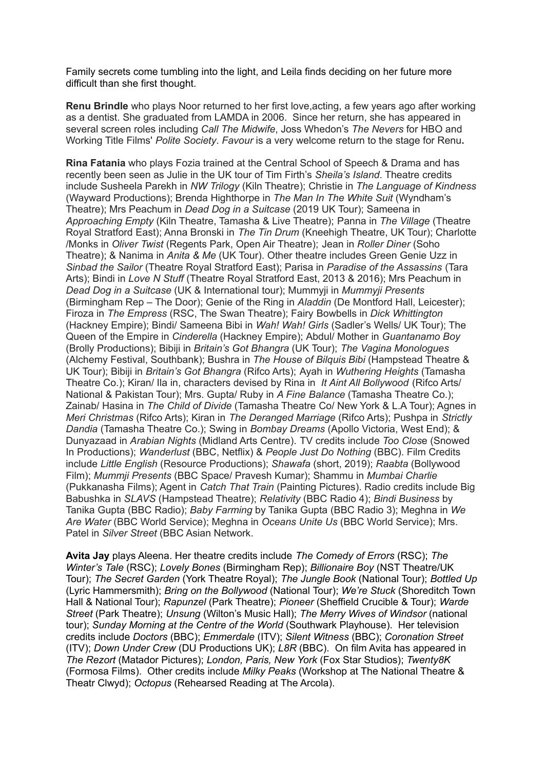Family secrets come tumbling into the light, and Leila finds deciding on her future more difficult than she first thought.

**Renu Brindle** who plays Noor returned to her first love,acting, a few years ago after working as a dentist. She graduated from LAMDA in 2006. Since her return, she has appeared in several screen roles including *Call The Midwife*, Joss Whedon's *The Nevers* for HBO and Working Title Films' *Polite Society*. *Favour* is a very welcome return to the stage for Renu**.**

**Rina Fatania** who plays Fozia trained at the Central School of Speech & Drama and has recently been seen as Julie in the UK tour of Tim Firth's *Sheila's Island*. Theatre credits include Susheela Parekh in *NW Trilogy* (Kiln Theatre); Christie in *The Language of Kindness* (Wayward Productions); Brenda Highthorpe in *The Man In The White Suit* (Wyndham's Theatre); Mrs Peachum in *Dead Dog in a Suitcase* (2019 UK Tour); Sameena in *Approaching Empty* (Kiln Theatre, Tamasha & Live Theatre); Panna in *The Village* (Theatre Royal Stratford East); Anna Bronski in *The Tin Drum* (Kneehigh Theatre, UK Tour); Charlotte /Monks in *Oliver Twist* (Regents Park, Open Air Theatre); Jean in *Roller Diner* (Soho Theatre); & Nanima in *Anita & Me* (UK Tour). Other theatre includes Green Genie Uzz in *Sinbad the Sailor* (Theatre Royal Stratford East); Parisa in *Paradise of the Assassins* (Tara Arts); Bindi in *Love N Stuff* (Theatre Royal Stratford East, 2013 & 2016); Mrs Peachum in *Dead Dog in a Suitcase* (UK & International tour); Mummyji in *Mummyji Presents* (Birmingham Rep – The Door); Genie of the Ring in *Aladdin* (De Montford Hall, Leicester); Firoza in *The Empress* (RSC, The Swan Theatre); Fairy Bowbells in *Dick Whittington* (Hackney Empire); Bindi/ Sameena Bibi in *Wah! Wah! Girls* (Sadler's Wells/ UK Tour); The Queen of the Empire in *Cinderella* (Hackney Empire); Abdul/ Mother in *Guantanamo Boy* (Brolly Productions); Bibiji in *Britain's Got Bhangra* (UK Tour); *The Vagina Monologues* (Alchemy Festival, Southbank); Bushra in *The House of Bilquis Bibi* (Hampstead Theatre & UK Tour); Bibiji in *Britain's Got Bhangra* (Rifco Arts); Ayah in *Wuthering Heights* (Tamasha Theatre Co.); Kiran/ Ila in, characters devised by Rina in *It Aint All Bollywood* (Rifco Arts/ National & Pakistan Tour); Mrs. Gupta/ Ruby in *A Fine Balance* (Tamasha Theatre Co.); Zainab/ Hasina in *The Child of Divide* (Tamasha Theatre Co/ New York & L.A Tour); Agnes in *Meri Christmas* (Rifco Arts); Kiran in *The Deranged Marriage* (Rifco Arts); Pushpa in *Strictly Dandia* (Tamasha Theatre Co.); Swing in *Bombay Dreams* (Apollo Victoria, West End); & Dunyazaad in *Arabian Nights* (Midland Arts Centre). TV credits include *Too Close* (Snowed In Productions); *Wanderlust* (BBC, Netflix) & *People Just Do Nothing* (BBC). Film Credits include *Little English* (Resource Productions); *Shawafa* (short, 2019); *Raabta* (Bollywood Film); *Mummji Presents* (BBC Space/ Pravesh Kumar); Shammu in *Mumbai Charlie* (Pukkanasha Films); Agent in *Catch That Train* (Painting Pictures). Radio credits include Big Babushka in *SLAVS* (Hampstead Theatre); *Relativity* (BBC Radio 4); *Bindi Business* by Tanika Gupta (BBC Radio); *Baby Farming* by Tanika Gupta (BBC Radio 3); Meghna in *We Are Water* (BBC World Service); Meghna in *Oceans Unite Us* (BBC World Service); Mrs. Patel in *Silver Street* (BBC Asian Network.

**Avita Jay** plays Aleena. Her theatre credits include *The Comedy of Errors* (RSC); *The Winter's Tale* (RSC); *Lovely Bones* (Birmingham Rep); *Billionaire Boy* (NST Theatre/UK Tour); *The Secret Garden* (York Theatre Royal); *The Jungle Book* (National Tour); *Bottled Up* (Lyric Hammersmith); *Bring on the Bollywood* (National Tour); *We're Stuck* (Shoreditch Town Hall & National Tour); *Rapunzel* (Park Theatre); *Pioneer* (Sheffield Crucible & Tour); *Warde Street* (Park Theatre); *Unsung* (Wilton's Music Hall); *The Merry Wives of Windsor* (national tour); *Sunday Morning at the Centre of the World* (Southwark Playhouse). Her television credits include *Doctors* (BBC); *Emmerdale* (ITV); *Silent Witness* (BBC); *Coronation Street* (ITV); *Down Under Crew* (DU Productions UK); *L8R* (BBC). On film Avita has appeared in *The Rezort* (Matador Pictures); *London, Paris, New York* (Fox Star Studios); *Twenty8K* (Formosa Films). Other credits include *Milky Peaks* (Workshop at The National Theatre & Theatr Clwyd); *Octopus* (Rehearsed Reading at The Arcola).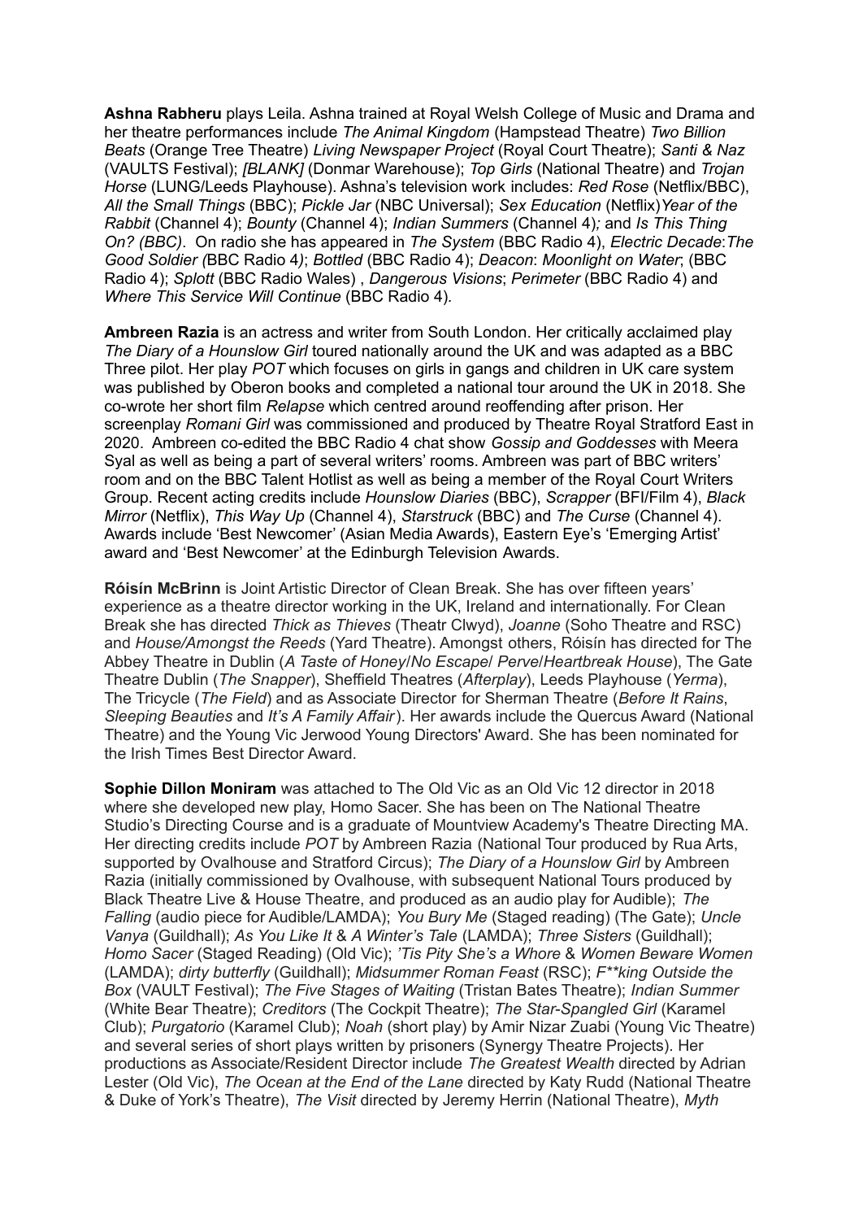**Ashna Rabheru** plays Leila. Ashna trained at Royal Welsh College of Music and Drama and her theatre performances include *The Animal Kingdom* (Hampstead Theatre) *Two Billion Beats* (Orange Tree Theatre) *Living Newspaper Project* (Royal Court Theatre); *Santi & Naz* (VAULTS Festival); *[BLANK]* (Donmar Warehouse); *Top Girls* (National Theatre) and *Trojan Horse* (LUNG/Leeds Playhouse). Ashna's television work includes: *Red Rose* (Netflix/BBC), *All the Small Things* (BBC); *Pickle Jar* (NBC Universal); *Sex Education* (Netflix)*Year of the Rabbit* (Channel 4); *Bounty* (Channel 4); *Indian Summers* (Channel 4)*;* and *Is This Thing On? (BBC)*. On radio she has appeared in *The System* (BBC Radio 4), *Electric Decade*:*The Good Soldier (*BBC Radio 4*)*; *Bottled* (BBC Radio 4); *Deacon*: *Moonlight on Water*; (BBC Radio 4); *Splott* (BBC Radio Wales) , *Dangerous Visions*; *Perimeter* (BBC Radio 4) and *Where This Service Will Continue* (BBC Radio 4).

**Ambreen Razia** is an actress and writer from South London. Her critically acclaimed play *The Diary of a Hounslow Girl* toured nationally around the UK and was adapted as a BBC Three pilot. Her play *POT* which focuses on girls in gangs and children in UK care system was published by Oberon books and completed a national tour around the UK in 2018. She co-wrote her short film *Relapse* which centred around reoffending after prison. Her screenplay *Romani Girl* was commissioned and produced by Theatre Royal Stratford East in 2020. Ambreen co-edited the BBC Radio 4 chat show *Gossip and Goddesses* with Meera Syal as well as being a part of several writers' rooms. Ambreen was part of BBC writers' room and on the BBC Talent Hotlist as well as being a member of the Royal Court Writers Group. Recent acting credits include *Hounslow Diaries* (BBC), *Scrapper* (BFI/Film 4), *Black Mirror* (Netflix), *This Way Up* (Channel 4), *Starstruck* (BBC) and *The Curse* (Channel 4). Awards include 'Best Newcomer' (Asian Media Awards), Eastern Eye's 'Emerging Artist' award and 'Best Newcomer' at the Edinburgh Television Awards.

**Róisín McBrinn** is Joint Artistic Director of Clean Break. She has over fifteen years' experience as a theatre director working in the UK, Ireland and internationally. For Clean Break she has directed *Thick as Thieves* (Theatr Clwyd), *Joanne* (Soho Theatre and RSC) and *House/Amongst the Reeds* (Yard Theatre). Amongst others, Róisín has directed for The Abbey Theatre in Dublin (*A Taste of Honey*/*No Escape*/ *Perve*/*Heartbreak House*), The Gate Theatre Dublin (*The Snapper*), Sheffield Theatres (*Afterplay*), Leeds Playhouse (*Yerma*), The Tricycle (*The Field*) and as Associate Director for Sherman Theatre (*Before It Rains*, *Sleeping Beauties* and *It's A Family Affair*). Her awards include the Quercus Award (National Theatre) and the Young Vic Jerwood Young Directors' Award. She has been nominated for the Irish Times Best Director Award.

**Sophie Dillon Moniram** was attached to The Old Vic as an Old Vic 12 director in 2018 where she developed new play, Homo Sacer. She has been on The National Theatre Studio's Directing Course and is a graduate of Mountview Academy's Theatre Directing MA. Her directing credits include *POT* by Ambreen Razia (National Tour produced by Rua Arts, supported by Ovalhouse and Stratford Circus); *The Diary of a Hounslow Girl* by Ambreen Razia (initially commissioned by Ovalhouse, with subsequent National Tours produced by Black Theatre Live & House Theatre, and produced as an audio play for Audible); *The Falling* (audio piece for Audible/LAMDA); *You Bury Me* (Staged reading) (The Gate); *Uncle Vanya* (Guildhall); *As You Like It* & *A Winter's Tale* (LAMDA); *Three Sisters* (Guildhall); *Homo Sacer* (Staged Reading) (Old Vic); *'Tis Pity She's a Whore* & *Women Beware Women* (LAMDA); *dirty butterfly* (Guildhall); *Midsummer Roman Feast* (RSC); *F\*\*king Outside the Box* (VAULT Festival); *The Five Stages of Waiting* (Tristan Bates Theatre); *Indian Summer* (White Bear Theatre); *Creditors* (The Cockpit Theatre); *The Star-Spangled Girl* (Karamel Club); *Purgatorio* (Karamel Club); *Noah* (short play) by Amir Nizar Zuabi (Young Vic Theatre) and several series of short plays written by prisoners (Synergy Theatre Projects). Her productions as Associate/Resident Director include *The Greatest Wealth* directed by Adrian Lester (Old Vic), *The Ocean at the End of the Lane* directed by Katy Rudd (National Theatre & Duke of York's Theatre), *The Visit* directed by Jeremy Herrin (National Theatre), *Myth*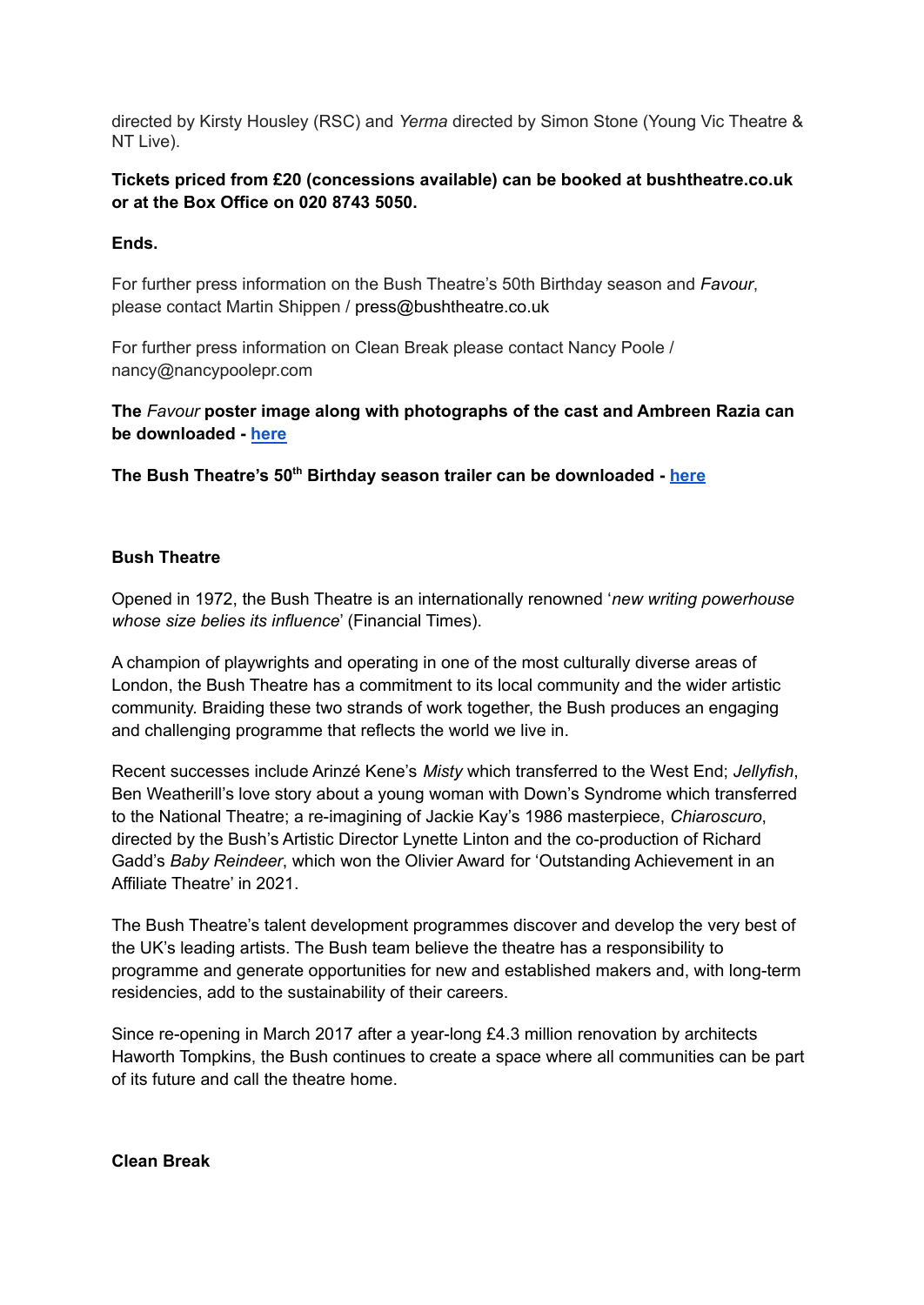directed by Kirsty Housley (RSC) and *Yerma* directed by Simon Stone (Young Vic Theatre & NT Live).

**Tickets priced from £20 (concessions available) can be booked at bushtheatre.co.uk or at the Box Office on 020 8743 5050.**

**Ends.**

For further press information on the Bush Theatre's 50th Birthday season and *Favour*, please contact Martin Shippen / press@bushtheatre.co.uk

For further press information on Clean Break please contact Nancy Poole / nancy@nancypoolepr.com

**The *Favour* poster image along with photographs of the cast and Ambreen Razia can be downloaded - [here]()**

**The Bush Theatre's 50th Birthday season trailer can be downloaded - [here]()**

**Bush Theatre**

Opened in 1972, the Bush Theatre is an internationally renowned '*new writing powerhouse whose size belies its influence*' (Financial Times).

A champion of playwrights and operating in one of the most culturally diverse areas of London, the Bush Theatre has a commitment to its local community and the wider artistic community. Braiding these two strands of work together, the Bush produces an engaging and challenging programme that reflects the world we live in.

Recent successes include Arinzé Kene's *Misty* which transferred to the West End; *Jellyfish*, Ben Weatherill's love story about a young woman with Down's Syndrome which transferred to the National Theatre; a re-imagining of Jackie Kay's 1986 masterpiece, *Chiaroscuro*, directed by the Bush's Artistic Director Lynette Linton and the co-production of Richard Gadd's *Baby Reindeer*, which won the Olivier Award for 'Outstanding Achievement in an Affiliate Theatre' in 2021.

The Bush Theatre's talent development programmes discover and develop the very best of the UK's leading artists. The Bush team believe the theatre has a responsibility to programme and generate opportunities for new and established makers and, with long-term residencies, add to the sustainability of their careers.

Since re-opening in March 2017 after a year-long £4.3 million renovation by architects Haworth Tompkins, the Bush continues to create a space where all communities can be part of its future and call the theatre home.

**Clean Break**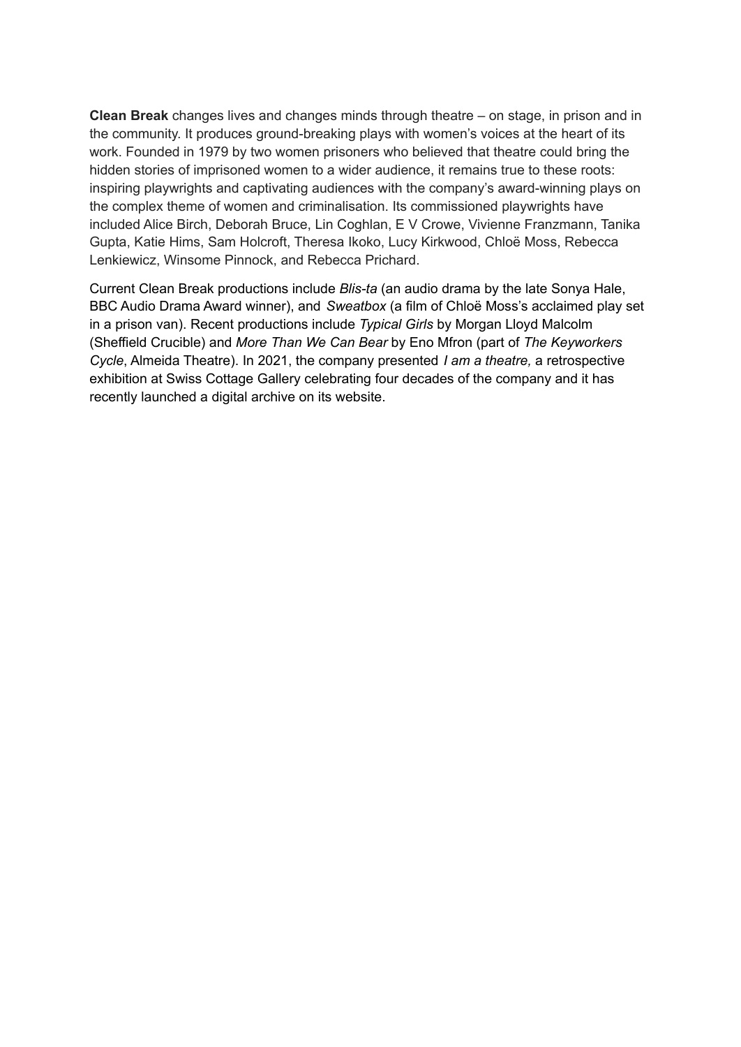**Clean Break** changes lives and changes minds through theatre – on stage, in prison and in the community. It produces ground-breaking plays with women's voices at the heart of its work. Founded in 1979 by two women prisoners who believed that theatre could bring the hidden stories of imprisoned women to a wider audience, it remains true to these roots: inspiring playwrights and captivating audiences with the company's award-winning plays on the complex theme of women and criminalisation. Its commissioned playwrights have included Alice Birch, Deborah Bruce, Lin Coghlan, E V Crowe, Vivienne Franzmann, Tanika Gupta, Katie Hims, Sam Holcroft, Theresa Ikoko, Lucy Kirkwood, Chloë Moss, Rebecca Lenkiewicz, Winsome Pinnock, and Rebecca Prichard.

Current Clean Break productions include *Blis-ta* (an audio drama by the late Sonya Hale, BBC Audio Drama Award winner), and *Sweatbox* (a film of Chloë Moss's acclaimed play set in a prison van). Recent productions include *Typical Girls* by Morgan Lloyd Malcolm (Sheffield Crucible) and *More Than We Can Bear* by Eno Mfron (part of *The Keyworkers Cycle*, Almeida Theatre). In 2021, the company presented *I am a theatre,* a retrospective exhibition at Swiss Cottage Gallery celebrating four decades of the company and it has recently launched a digital archive on its website.